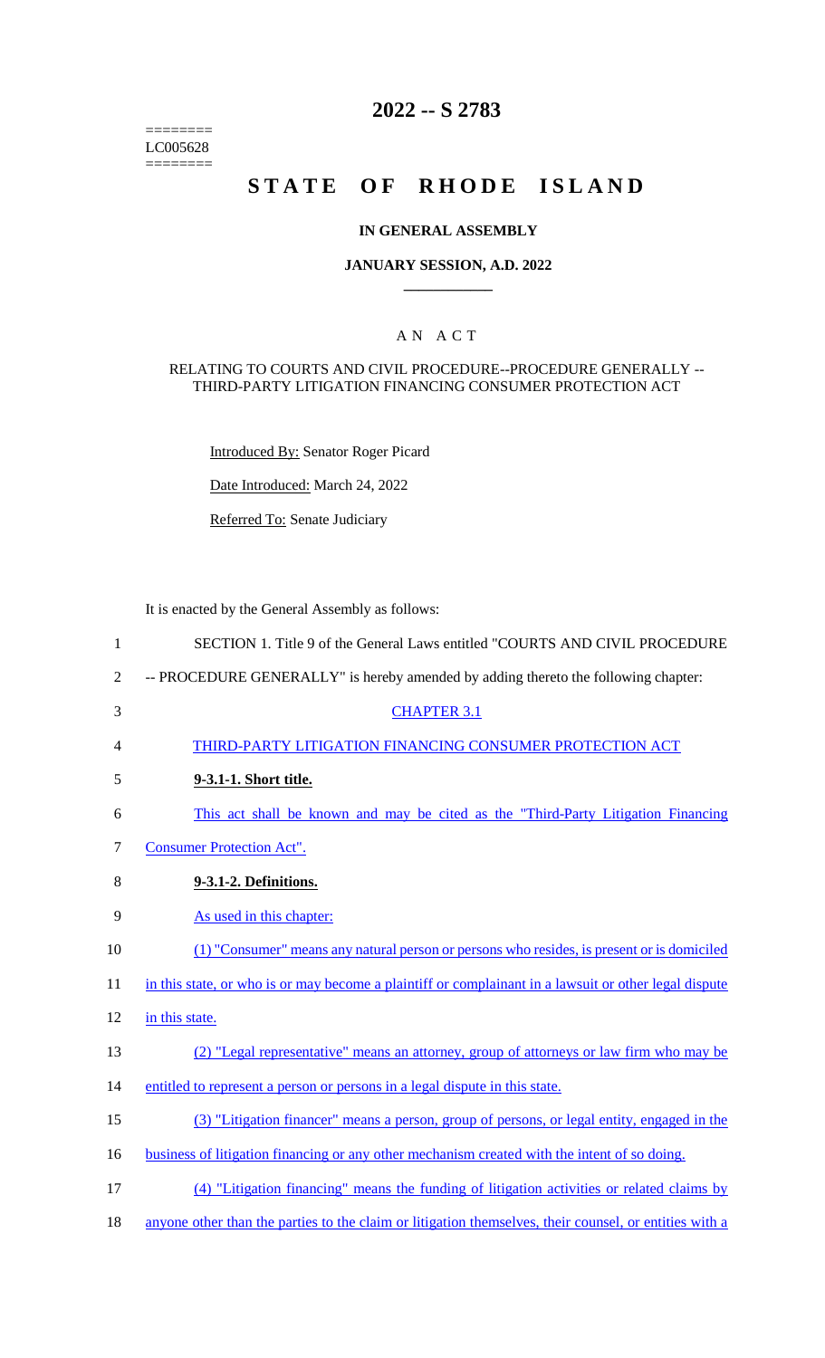========
LC005628
========

# 2022 -- S 2783

# STATE OF RHODE ISLAND

## IN GENERAL ASSEMBLY

### JANUARY SESSION, A.D. 2022

---

## A N A C T

RELATING TO COURTS AND CIVIL PROCEDURE--PROCEDURE GENERALLY -- THIRD-PARTY LITIGATION FINANCING CONSUMER PROTECTION ACT

Introduced By: Senator Roger Picard

Date Introduced: March 24, 2022

Referred To: Senate Judiciary

It is enacted by the General Assembly as follows:

1 SECTION 1. Title 9 of the General Laws entitled "COURTS AND CIVIL PROCEDURE
2 -- PROCEDURE GENERALLY" is hereby amended by adding thereto the following chapter:

3 CHAPTER 3.1

4 THIRD-PARTY LITIGATION FINANCING CONSUMER PROTECTION ACT

5 **9-3.1-1. Short title.**

6 This act shall be known and may be cited as the "Third-Party Litigation Financing
7 Consumer Protection Act".

8 **9-3.1-2. Definitions.**

9 As used in this chapter:

10 (1) "Consumer" means any natural person or persons who resides, is present or is domiciled
11 in this state, or who is or may become a plaintiff or complainant in a lawsuit or other legal dispute
12 in this state.

13 (2) "Legal representative" means an attorney, group of attorneys or law firm who may be
14 entitled to represent a person or persons in a legal dispute in this state.

15 (3) "Litigation financer" means a person, group of persons, or legal entity, engaged in the
16 business of litigation financing or any other mechanism created with the intent of so doing.

17 (4) "Litigation financing" means the funding of litigation activities or related claims by
18 anyone other than the parties to the claim or litigation themselves, their counsel, or entities with a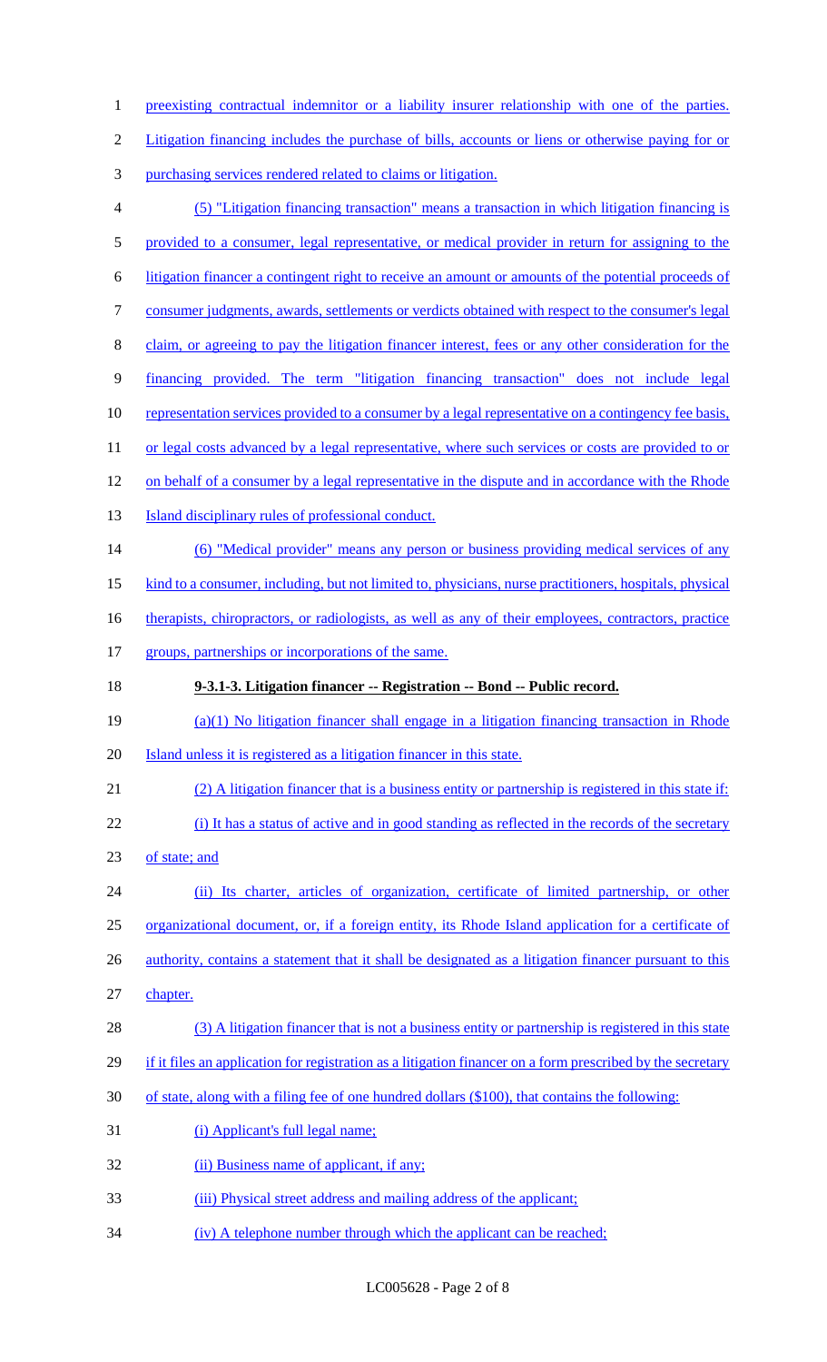preexisting contractual indemnitor or a liability insurer relationship with one of the parties. Litigation financing includes the purchase of bills, accounts or liens or otherwise paying for or purchasing services rendered related to claims or litigation.

(5) "Litigation financing transaction" means a transaction in which litigation financing is provided to a consumer, legal representative, or medical provider in return for assigning to the litigation financer a contingent right to receive an amount or amounts of the potential proceeds of consumer judgments, awards, settlements or verdicts obtained with respect to the consumer's legal claim, or agreeing to pay the litigation financer interest, fees or any other consideration for the financing provided. The term "litigation financing transaction" does not include legal representation services provided to a consumer by a legal representative on a contingency fee basis, or legal costs advanced by a legal representative, where such services or costs are provided to or on behalf of a consumer by a legal representative in the dispute and in accordance with the Rhode Island disciplinary rules of professional conduct.

(6) "Medical provider" means any person or business providing medical services of any kind to a consumer, including, but not limited to, physicians, nurse practitioners, hospitals, physical therapists, chiropractors, or radiologists, as well as any of their employees, contractors, practice groups, partnerships or incorporations of the same.

**9-3.1-3. Litigation financer -- Registration -- Bond -- Public record.**

(a)(1) No litigation financer shall engage in a litigation financing transaction in Rhode Island unless it is registered as a litigation financer in this state.

(2) A litigation financer that is a business entity or partnership is registered in this state if:

(i) It has a status of active and in good standing as reflected in the records of the secretary of state; and

(ii) Its charter, articles of organization, certificate of limited partnership, or other organizational document, or, if a foreign entity, its Rhode Island application for a certificate of authority, contains a statement that it shall be designated as a litigation financer pursuant to this chapter.

(3) A litigation financer that is not a business entity or partnership is registered in this state if it files an application for registration as a litigation financer on a form prescribed by the secretary of state, along with a filing fee of one hundred dollars ($100), that contains the following:

(i) Applicant's full legal name;

(ii) Business name of applicant, if any;

(iii) Physical street address and mailing address of the applicant;

(iv) A telephone number through which the applicant can be reached;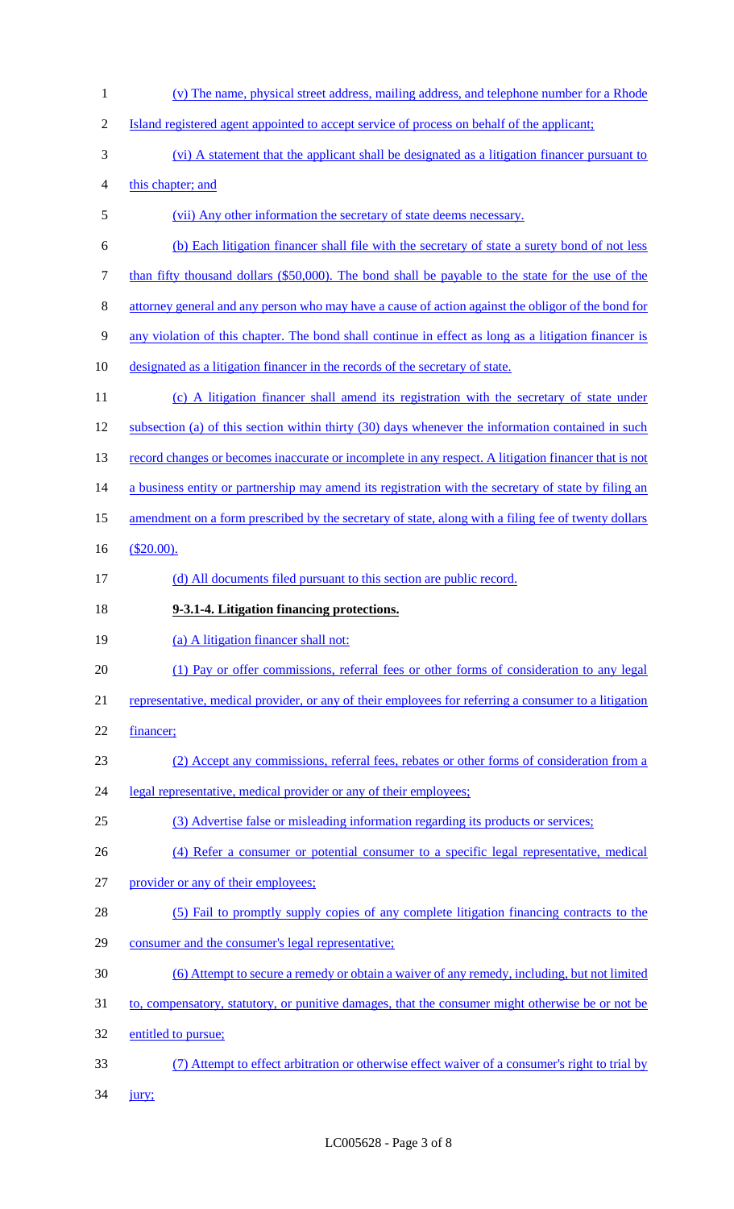(v) The name, physical street address, mailing address, and telephone number for a Rhode Island registered agent appointed to accept service of process on behalf of the applicant;

(vi) A statement that the applicant shall be designated as a litigation financer pursuant to this chapter; and

(vii) Any other information the secretary of state deems necessary.

(b) Each litigation financer shall file with the secretary of state a surety bond of not less than fifty thousand dollars ($50,000). The bond shall be payable to the state for the use of the attorney general and any person who may have a cause of action against the obligor of the bond for any violation of this chapter. The bond shall continue in effect as long as a litigation financer is designated as a litigation financer in the records of the secretary of state.

(c) A litigation financer shall amend its registration with the secretary of state under subsection (a) of this section within thirty (30) days whenever the information contained in such record changes or becomes inaccurate or incomplete in any respect. A litigation financer that is not a business entity or partnership may amend its registration with the secretary of state by filing an amendment on a form prescribed by the secretary of state, along with a filing fee of twenty dollars ($20.00).

(d) All documents filed pursuant to this section are public record.

**9-3.1-4. Litigation financing protections.**

(a) A litigation financer shall not:

(1) Pay or offer commissions, referral fees or other forms of consideration to any legal representative, medical provider, or any of their employees for referring a consumer to a litigation financer;

(2) Accept any commissions, referral fees, rebates or other forms of consideration from a legal representative, medical provider or any of their employees;

(3) Advertise false or misleading information regarding its products or services;

(4) Refer a consumer or potential consumer to a specific legal representative, medical provider or any of their employees;

(5) Fail to promptly supply copies of any complete litigation financing contracts to the consumer and the consumer's legal representative;

(6) Attempt to secure a remedy or obtain a waiver of any remedy, including, but not limited to, compensatory, statutory, or punitive damages, that the consumer might otherwise be or not be entitled to pursue;

(7) Attempt to effect arbitration or otherwise effect waiver of a consumer's right to trial by jury;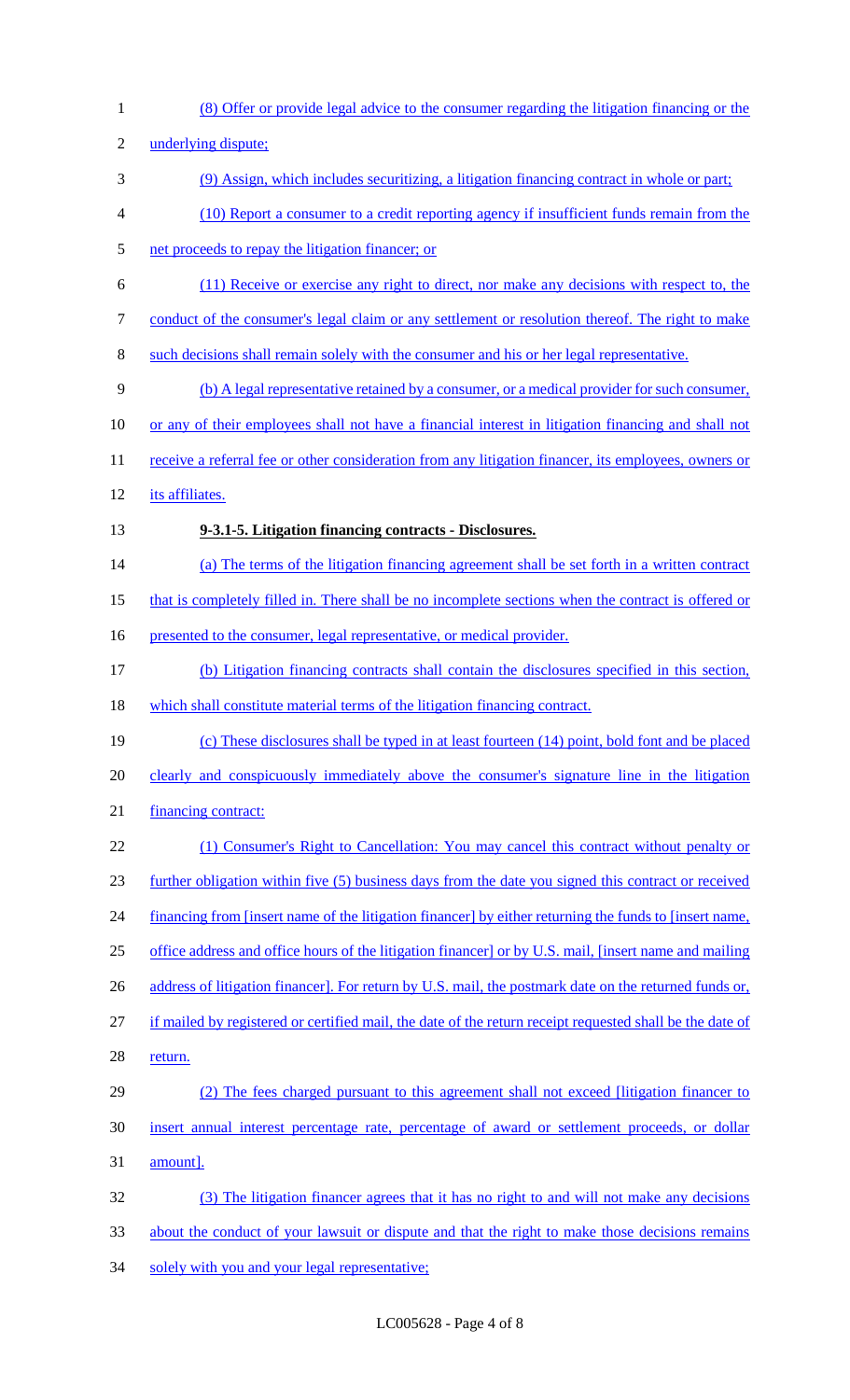(8) Offer or provide legal advice to the consumer regarding the litigation financing or the underlying dispute;

(9) Assign, which includes securitizing, a litigation financing contract in whole or part;

(10) Report a consumer to a credit reporting agency if insufficient funds remain from the net proceeds to repay the litigation financer; or

(11) Receive or exercise any right to direct, nor make any decisions with respect to, the conduct of the consumer's legal claim or any settlement or resolution thereof. The right to make such decisions shall remain solely with the consumer and his or her legal representative.

(b) A legal representative retained by a consumer, or a medical provider for such consumer, or any of their employees shall not have a financial interest in litigation financing and shall not receive a referral fee or other consideration from any litigation financer, its employees, owners or its affiliates.

**9-3.1-5. Litigation financing contracts - Disclosures.**

(a) The terms of the litigation financing agreement shall be set forth in a written contract that is completely filled in. There shall be no incomplete sections when the contract is offered or presented to the consumer, legal representative, or medical provider.

(b) Litigation financing contracts shall contain the disclosures specified in this section, which shall constitute material terms of the litigation financing contract.

(c) These disclosures shall be typed in at least fourteen (14) point, bold font and be placed clearly and conspicuously immediately above the consumer's signature line in the litigation financing contract:

(1) Consumer's Right to Cancellation: You may cancel this contract without penalty or further obligation within five (5) business days from the date you signed this contract or received financing from [insert name of the litigation financer] by either returning the funds to [insert name, office address and office hours of the litigation financer] or by U.S. mail, [insert name and mailing address of litigation financer]. For return by U.S. mail, the postmark date on the returned funds or, if mailed by registered or certified mail, the date of the return receipt requested shall be the date of return.

(2) The fees charged pursuant to this agreement shall not exceed [litigation financer to insert annual interest percentage rate, percentage of award or settlement proceeds, or dollar amount].

(3) The litigation financer agrees that it has no right to and will not make any decisions about the conduct of your lawsuit or dispute and that the right to make those decisions remains solely with you and your legal representative;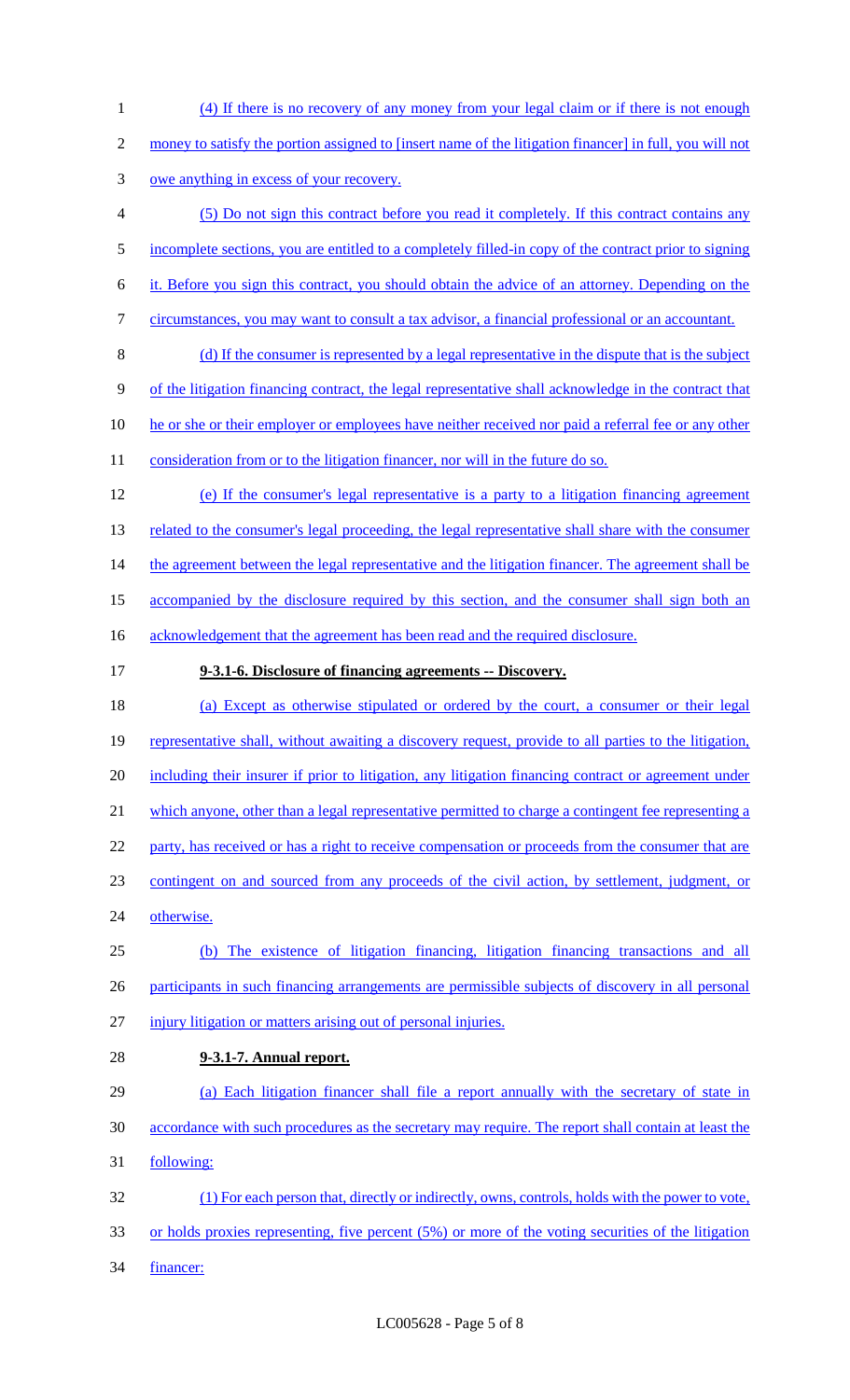(4) If there is no recovery of any money from your legal claim or if there is not enough money to satisfy the portion assigned to [insert name of the litigation financer] in full, you will not owe anything in excess of your recovery.

(5) Do not sign this contract before you read it completely. If this contract contains any incomplete sections, you are entitled to a completely filled-in copy of the contract prior to signing it. Before you sign this contract, you should obtain the advice of an attorney. Depending on the circumstances, you may want to consult a tax advisor, a financial professional or an accountant.

(d) If the consumer is represented by a legal representative in the dispute that is the subject of the litigation financing contract, the legal representative shall acknowledge in the contract that he or she or their employer or employees have neither received nor paid a referral fee or any other consideration from or to the litigation financer, nor will in the future do so.

(e) If the consumer's legal representative is a party to a litigation financing agreement related to the consumer's legal proceeding, the legal representative shall share with the consumer the agreement between the legal representative and the litigation financer. The agreement shall be accompanied by the disclosure required by this section, and the consumer shall sign both an acknowledgement that the agreement has been read and the required disclosure.

**9-3.1-6. Disclosure of financing agreements -- Discovery.**

(a) Except as otherwise stipulated or ordered by the court, a consumer or their legal representative shall, without awaiting a discovery request, provide to all parties to the litigation, including their insurer if prior to litigation, any litigation financing contract or agreement under which anyone, other than a legal representative permitted to charge a contingent fee representing a party, has received or has a right to receive compensation or proceeds from the consumer that are contingent on and sourced from any proceeds of the civil action, by settlement, judgment, or otherwise.

(b) The existence of litigation financing, litigation financing transactions and all participants in such financing arrangements are permissible subjects of discovery in all personal injury litigation or matters arising out of personal injuries.

**9-3.1-7. Annual report.**

(a) Each litigation financer shall file a report annually with the secretary of state in accordance with such procedures as the secretary may require. The report shall contain at least the following:

(1) For each person that, directly or indirectly, owns, controls, holds with the power to vote, or holds proxies representing, five percent (5%) or more of the voting securities of the litigation financer: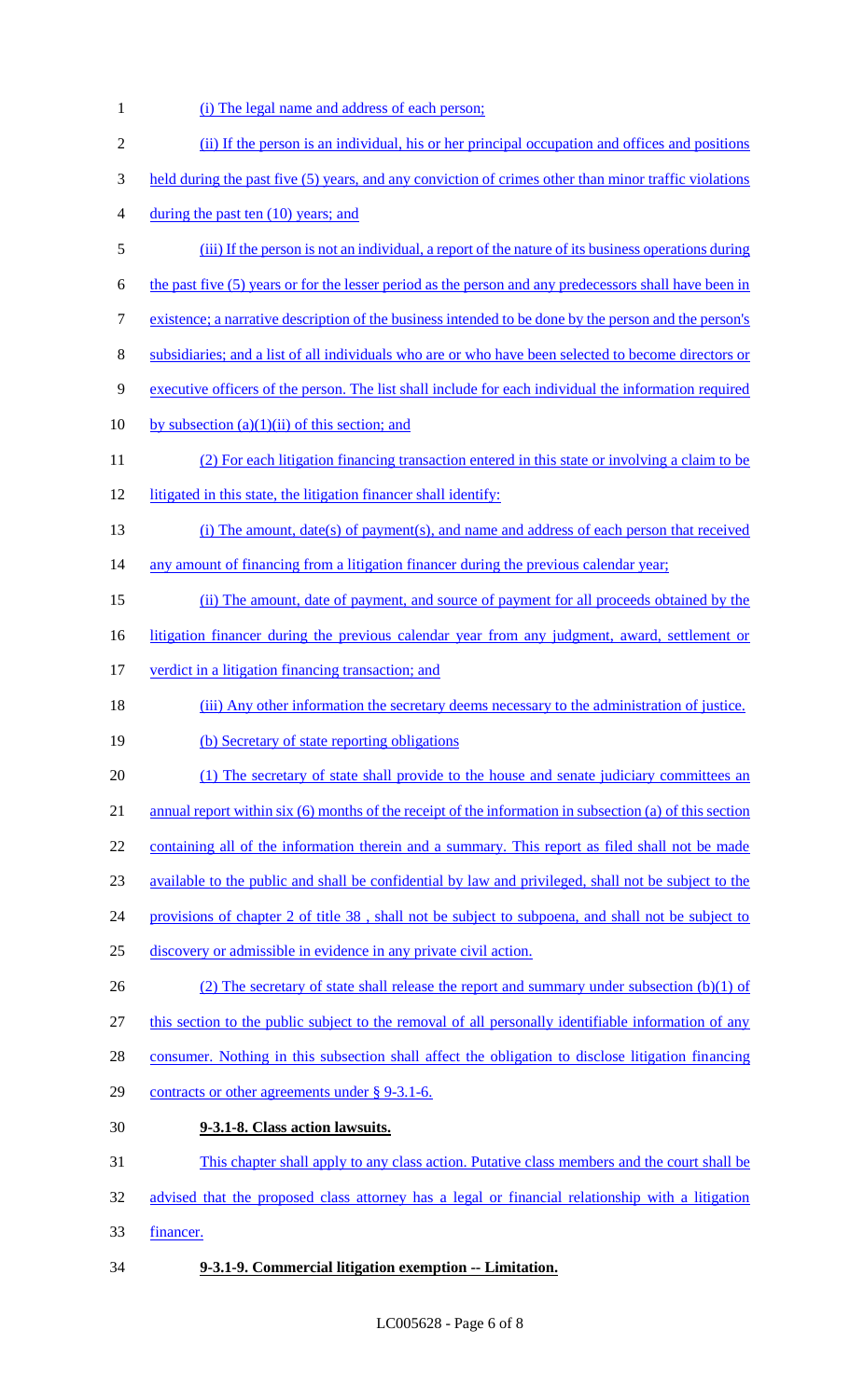(i) The legal name and address of each person;

(ii) If the person is an individual, his or her principal occupation and offices and positions held during the past five (5) years, and any conviction of crimes other than minor traffic violations during the past ten (10) years; and

(iii) If the person is not an individual, a report of the nature of its business operations during the past five (5) years or for the lesser period as the person and any predecessors shall have been in existence; a narrative description of the business intended to be done by the person and the person's subsidiaries; and a list of all individuals who are or who have been selected to become directors or executive officers of the person. The list shall include for each individual the information required by subsection (a)(1)(ii) of this section; and

(2) For each litigation financing transaction entered in this state or involving a claim to be litigated in this state, the litigation financer shall identify:

(i) The amount, date(s) of payment(s), and name and address of each person that received any amount of financing from a litigation financer during the previous calendar year;

(ii) The amount, date of payment, and source of payment for all proceeds obtained by the litigation financer during the previous calendar year from any judgment, award, settlement or verdict in a litigation financing transaction; and

(iii) Any other information the secretary deems necessary to the administration of justice.

(b) Secretary of state reporting obligations

(1) The secretary of state shall provide to the house and senate judiciary committees an annual report within six (6) months of the receipt of the information in subsection (a) of this section containing all of the information therein and a summary. This report as filed shall not be made available to the public and shall be confidential by law and privileged, shall not be subject to the provisions of chapter 2 of title 38 , shall not be subject to subpoena, and shall not be subject to discovery or admissible in evidence in any private civil action.

(2) The secretary of state shall release the report and summary under subsection (b)(1) of this section to the public subject to the removal of all personally identifiable information of any consumer. Nothing in this subsection shall affect the obligation to disclose litigation financing contracts or other agreements under § 9-3.1-6.

**9-3.1-8. Class action lawsuits.**

This chapter shall apply to any class action. Putative class members and the court shall be advised that the proposed class attorney has a legal or financial relationship with a litigation financer.

**9-3.1-9. Commercial litigation exemption -- Limitation.**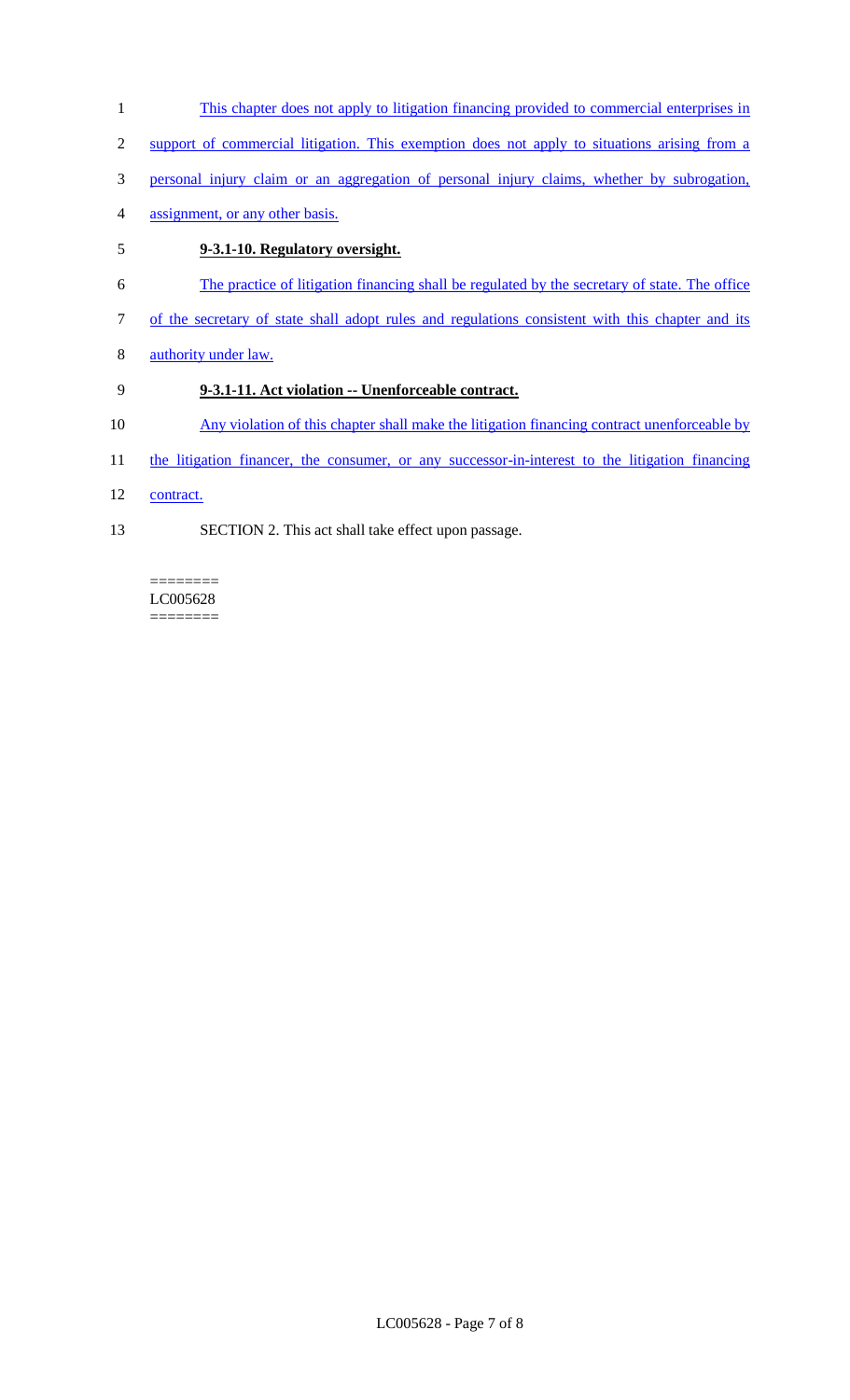This chapter does not apply to litigation financing provided to commercial enterprises in support of commercial litigation. This exemption does not apply to situations arising from a personal injury claim or an aggregation of personal injury claims, whether by subrogation, assignment, or any other basis.

**9-3.1-10. Regulatory oversight.**

The practice of litigation financing shall be regulated by the secretary of state. The office of the secretary of state shall adopt rules and regulations consistent with this chapter and its authority under law.

**9-3.1-11. Act violation -- Unenforceable contract.**

Any violation of this chapter shall make the litigation financing contract unenforceable by the litigation financer, the consumer, or any successor-in-interest to the litigation financing contract.

SECTION 2. This act shall take effect upon passage.

========
LC005628
========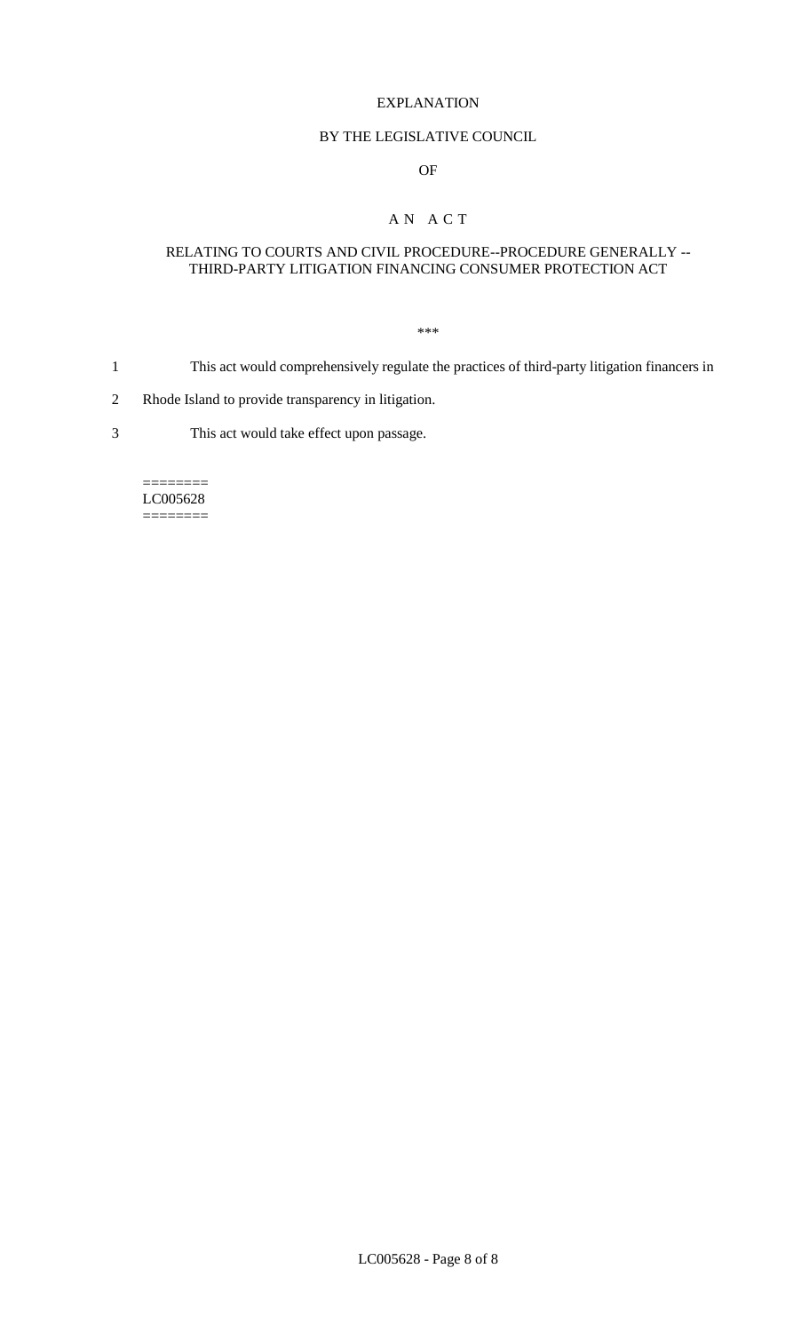EXPLANATION

BY THE LEGISLATIVE COUNCIL

OF

A N A C T

RELATING TO COURTS AND CIVIL PROCEDURE--PROCEDURE GENERALLY -- THIRD-PARTY LITIGATION FINANCING CONSUMER PROTECTION ACT

***

1 This act would comprehensively regulate the practices of third-party litigation financers in

2 Rhode Island to provide transparency in litigation.

3 This act would take effect upon passage.

========
LC005628
========